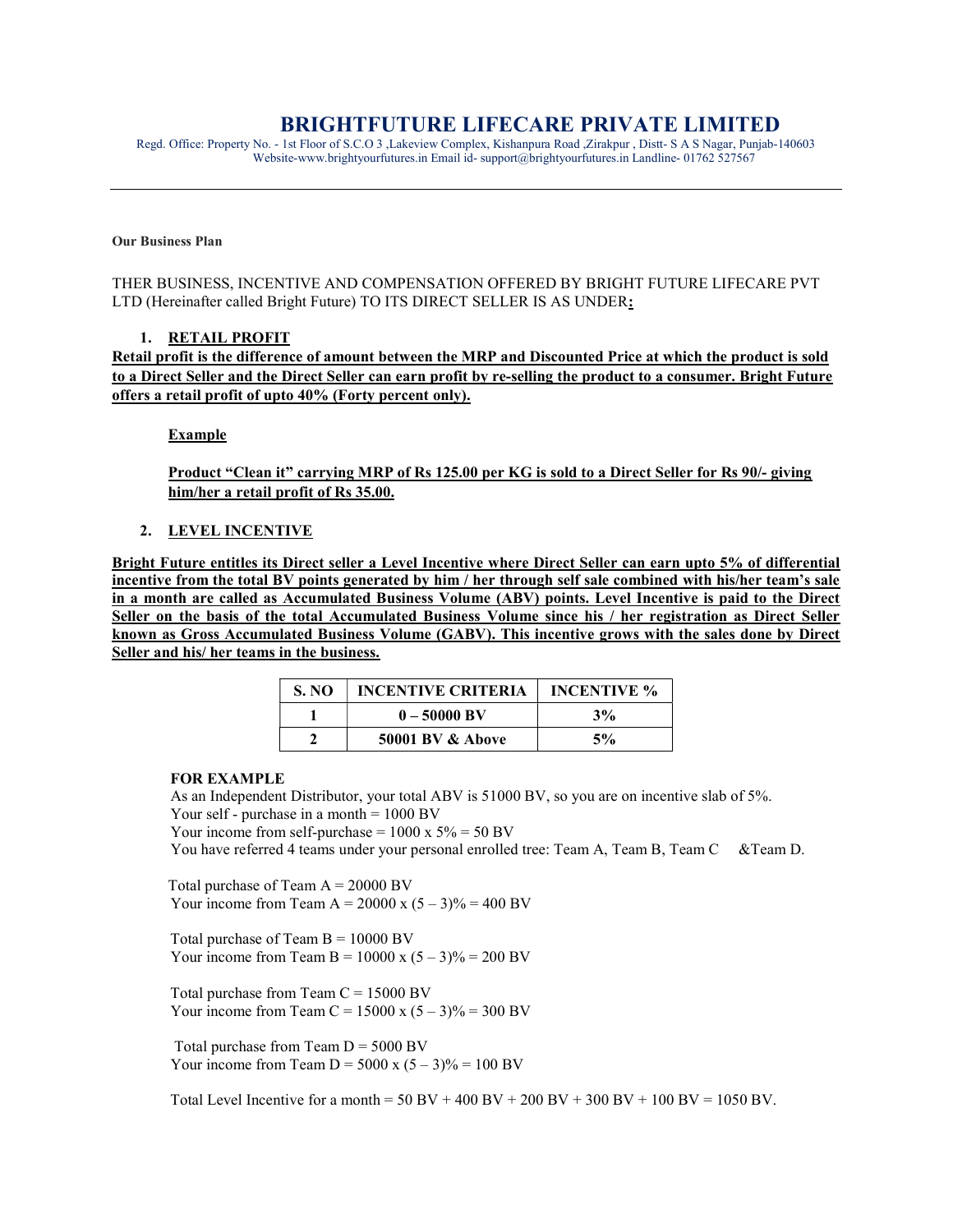# BRIGHTFUTURE LIFECARE PRIVATE LIMITED

Regd. Office: Property No. - 1st Floor of S.C.O 3 ,Lakeview Complex, Kishanpura Road ,Zirakpur , Distt- S A S Nagar, Punjab-140603
Website-www.brightyourfutures.in Email id- support@brightyourfutures.in Landline- 01762 527567

---

**Our Business Plan**

THER BUSINESS, INCENTIVE AND COMPENSATION OFFERED BY BRIGHT FUTURE LIFECARE PVT LTD (Hereinafter called Bright Future) TO ITS DIRECT SELLER IS AS UNDER**:**

## 1. RETAIL PROFIT

**Retail profit is the difference of amount between the MRP and Discounted Price at which the product is sold to a Direct Seller and the Direct Seller can earn profit by re-selling the product to a consumer. Bright Future offers a retail profit of upto 40% (Forty percent only).**

**Example**

**Product "Clean it" carrying MRP of Rs 125.00 per KG is sold to a Direct Seller for Rs 90/- giving him/her a retail profit of Rs 35.00.**

## 2. LEVEL INCENTIVE

**Bright Future entitles its Direct seller a Level Incentive where Direct Seller can earn upto 5% of differential incentive from the total BV points generated by him / her through self sale combined with his/her team's sale in a month are called as Accumulated Business Volume (ABV) points. Level Incentive is paid to the Direct Seller on the basis of the total Accumulated Business Volume since his / her registration as Direct Seller known as Gross Accumulated Business Volume (GABV). This incentive grows with the sales done by Direct Seller and his/ her teams in the business.**

| S. NO | INCENTIVE CRITERIA | INCENTIVE % |
|---|---|---|
| 1 | 0 – 50000 BV | 3% |
| 2 | 50001 BV & Above | 5% |

**FOR EXAMPLE**

As an Independent Distributor, your total ABV is 51000 BV, so you are on incentive slab of 5%.
Your self - purchase in a month = 1000 BV
Your income from self-purchase = 1000 x 5% = 50 BV
You have referred 4 teams under your personal enrolled tree: Team A, Team B, Team C &Team D.

Total purchase of Team A = 20000 BV
Your income from Team A = 20000 x (5 – 3)% = 400 BV

Total purchase of Team B = 10000 BV
Your income from Team B = 10000 x (5 – 3)% = 200 BV

Total purchase from Team C = 15000 BV
Your income from Team C = 15000 x (5 – 3)% = 300 BV

Total purchase from Team D = 5000 BV
Your income from Team D = 5000 x (5 – 3)% = 100 BV

Total Level Incentive for a month = 50 BV + 400 BV + 200 BV + 300 BV + 100 BV = 1050 BV.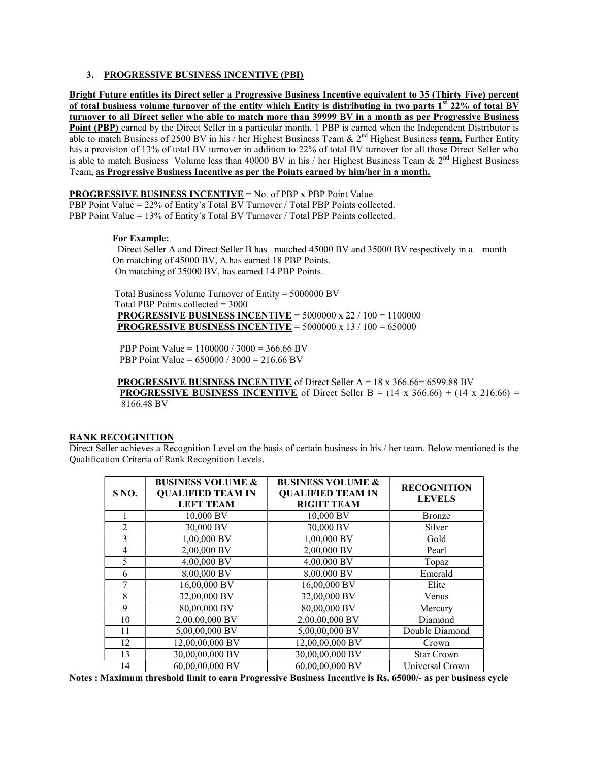### 3. PROGRESSIVE BUSINESS INCENTIVE (PBI)

**Bright Future entitles its Direct seller a Progressive Business Incentive equivalent to 35 (Thirty Five) percent of total business volume turnover of the entity which Entity is distributing in two parts 1st 22% of total BV turnover to all Direct seller who able to match more than 39999 BV in a month as per Progressive Business Point (PBP)** earned by the Direct Seller in a particular month. 1 PBP is earned when the Independent Distributor is able to match Business of 2500 BV in his / her Highest Business Team & 2nd Highest Business **team.** Further Entity has a provision of 13% of total BV turnover in addition to 22% of total BV turnover for all those Direct Seller who is able to match Business Volume less than 40000 BV in his / her Highest Business Team & 2nd Highest Business Team, **as Progressive Business Incentive as per the Points earned by him/her in a month.**

**PROGRESSIVE BUSINESS INCENTIVE** = No. of PBP x PBP Point Value
PBP Point Value = 22% of Entity's Total BV Turnover / Total PBP Points collected.
PBP Point Value = 13% of Entity's Total BV Turnover / Total PBP Points collected.

**For Example:**

Direct Seller A and Direct Seller B has matched 45000 BV and 35000 BV respectively in a month
On matching of 45000 BV, A has earned 18 PBP Points.
On matching of 35000 BV, has earned 14 PBP Points.

Total Business Volume Turnover of Entity = 5000000 BV
Total PBP Points collected = 3000
**PROGRESSIVE BUSINESS INCENTIVE** = 5000000 x 22 / 100 = 1100000
**PROGRESSIVE BUSINESS INCENTIVE** = 5000000 x 13 / 100 = 650000

PBP Point Value = 1100000 / 3000 = 366.66 BV
PBP Point Value = 650000 / 3000 = 216.66 BV

**PROGRESSIVE BUSINESS INCENTIVE** of Direct Seller A = 18 x 366.66= 6599.88 BV
**PROGRESSIVE BUSINESS INCENTIVE** of Direct Seller B = (14 x 366.66) + (14 x 216.66) = 8166.48 BV

**RANK RECOGINITION**

Direct Seller achieves a Recognition Level on the basis of certain business in his / her team. Below mentioned is the Qualification Criteria of Rank Recognition Levels.

| S NO. | BUSINESS VOLUME & QUALIFIED TEAM IN LEFT TEAM | BUSINESS VOLUME & QUALIFIED TEAM IN RIGHT TEAM | RECOGNITION LEVELS |
|---|---|---|---|
| 1 | 10,000 BV | 10,000 BV | Bronze |
| 2 | 30,000 BV | 30,000 BV | Silver |
| 3 | 1,00,000 BV | 1,00,000 BV | Gold |
| 4 | 2,00,000 BV | 2,00,000 BV | Pearl |
| 5 | 4,00,000 BV | 4,00,000 BV | Topaz |
| 6 | 8,00,000 BV | 8,00,000 BV | Emerald |
| 7 | 16,00,000 BV | 16,00,000 BV | Elite |
| 8 | 32,00,000 BV | 32,00,000 BV | Venus |
| 9 | 80,00,000 BV | 80,00,000 BV | Mercury |
| 10 | 2,00,00,000 BV | 2,00,00,000 BV | Diamond |
| 11 | 5,00,00,000 BV | 5,00,00,000 BV | Double Diamond |
| 12 | 12,00,00,000 BV | 12,00,00,000 BV | Crown |
| 13 | 30,00,00,000 BV | 30,00,00,000 BV | Star Crown |
| 14 | 60,00,00,000 BV | 60,00,00,000 BV | Universal Crown |

**Notes : Maximum threshold limit to earn Progressive Business Incentive is Rs. 65000/- as per business cycle**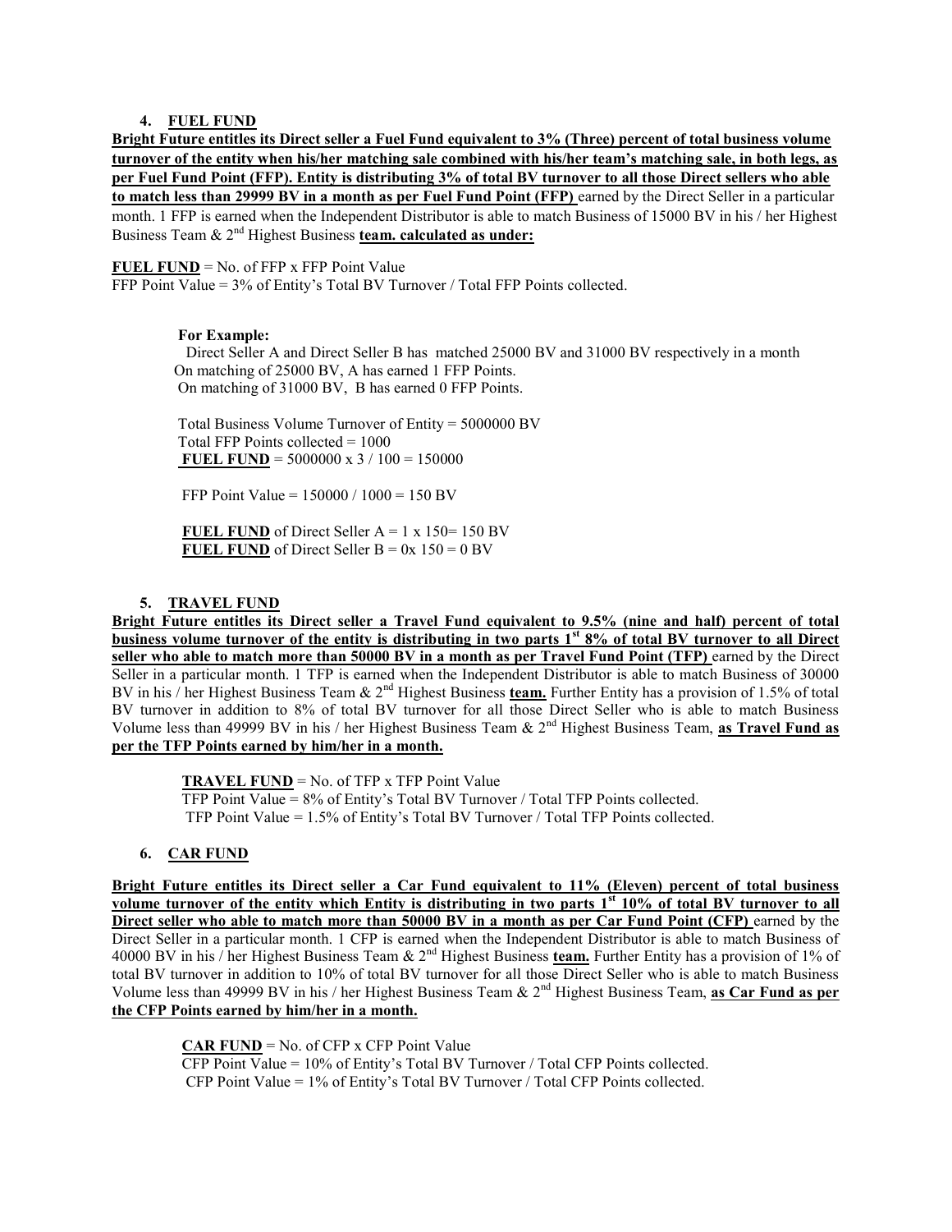## 4. FUEL FUND

**Bright Future entitles its Direct seller a Fuel Fund equivalent to 3% (Three) percent of total business volume turnover of the entity when his/her matching sale combined with his/her team's matching sale, in both legs, as per Fuel Fund Point (FFP). Entity is distributing 3% of total BV turnover to all those Direct sellers who able to match less than 29999 BV in a month as per Fuel Fund Point (FFP)** earned by the Direct Seller in a particular month. 1 FFP is earned when the Independent Distributor is able to match Business of 15000 BV in his / her Highest Business Team & 2[nd] Highest Business **team. calculated as under:**

**FUEL FUND** = No. of FFP x FFP Point Value
FFP Point Value = 3% of Entity's Total BV Turnover / Total FFP Points collected.

**For Example:**
Direct Seller A and Direct Seller B has matched 25000 BV and 31000 BV respectively in a month
On matching of 25000 BV, A has earned 1 FFP Points.
On matching of 31000 BV, B has earned 0 FFP Points.

Total Business Volume Turnover of Entity = 5000000 BV
Total FFP Points collected = 1000
**FUEL FUND** = 5000000 x 3 / 100 = 150000

FFP Point Value = 150000 / 1000 = 150 BV

**FUEL FUND** of Direct Seller A = 1 x 150= 150 BV
**FUEL FUND** of Direct Seller B = 0x 150 = 0 BV

## 5. TRAVEL FUND

**Bright Future entitles its Direct seller a Travel Fund equivalent to 9.5% (nine and half) percent of total business volume turnover of the entity is distributing in two parts 1[st] 8% of total BV turnover to all Direct seller who able to match more than 50000 BV in a month as per Travel Fund Point (TFP)** earned by the Direct Seller in a particular month. 1 TFP is earned when the Independent Distributor is able to match Business of 30000 BV in his / her Highest Business Team & 2[nd] Highest Business **team.** Further Entity has a provision of 1.5% of total BV turnover in addition to 8% of total BV turnover for all those Direct Seller who is able to match Business Volume less than 49999 BV in his / her Highest Business Team & 2[nd] Highest Business Team, **as Travel Fund as per the TFP Points earned by him/her in a month.**

**TRAVEL FUND** = No. of TFP x TFP Point Value
TFP Point Value = 8% of Entity's Total BV Turnover / Total TFP Points collected.
TFP Point Value = 1.5% of Entity's Total BV Turnover / Total TFP Points collected.

## 6. CAR FUND

**Bright Future entitles its Direct seller a Car Fund equivalent to 11% (Eleven) percent of total business volume turnover of the entity which Entity is distributing in two parts 1[st] 10% of total BV turnover to all Direct seller who able to match more than 50000 BV in a month as per Car Fund Point (CFP)** earned by the Direct Seller in a particular month. 1 CFP is earned when the Independent Distributor is able to match Business of 40000 BV in his / her Highest Business Team & 2[nd] Highest Business **team.** Further Entity has a provision of 1% of total BV turnover in addition to 10% of total BV turnover for all those Direct Seller who is able to match Business Volume less than 49999 BV in his / her Highest Business Team & 2[nd] Highest Business Team, **as Car Fund as per the CFP Points earned by him/her in a month.**

**CAR FUND** = No. of CFP x CFP Point Value
CFP Point Value = 10% of Entity's Total BV Turnover / Total CFP Points collected.
CFP Point Value = 1% of Entity's Total BV Turnover / Total CFP Points collected.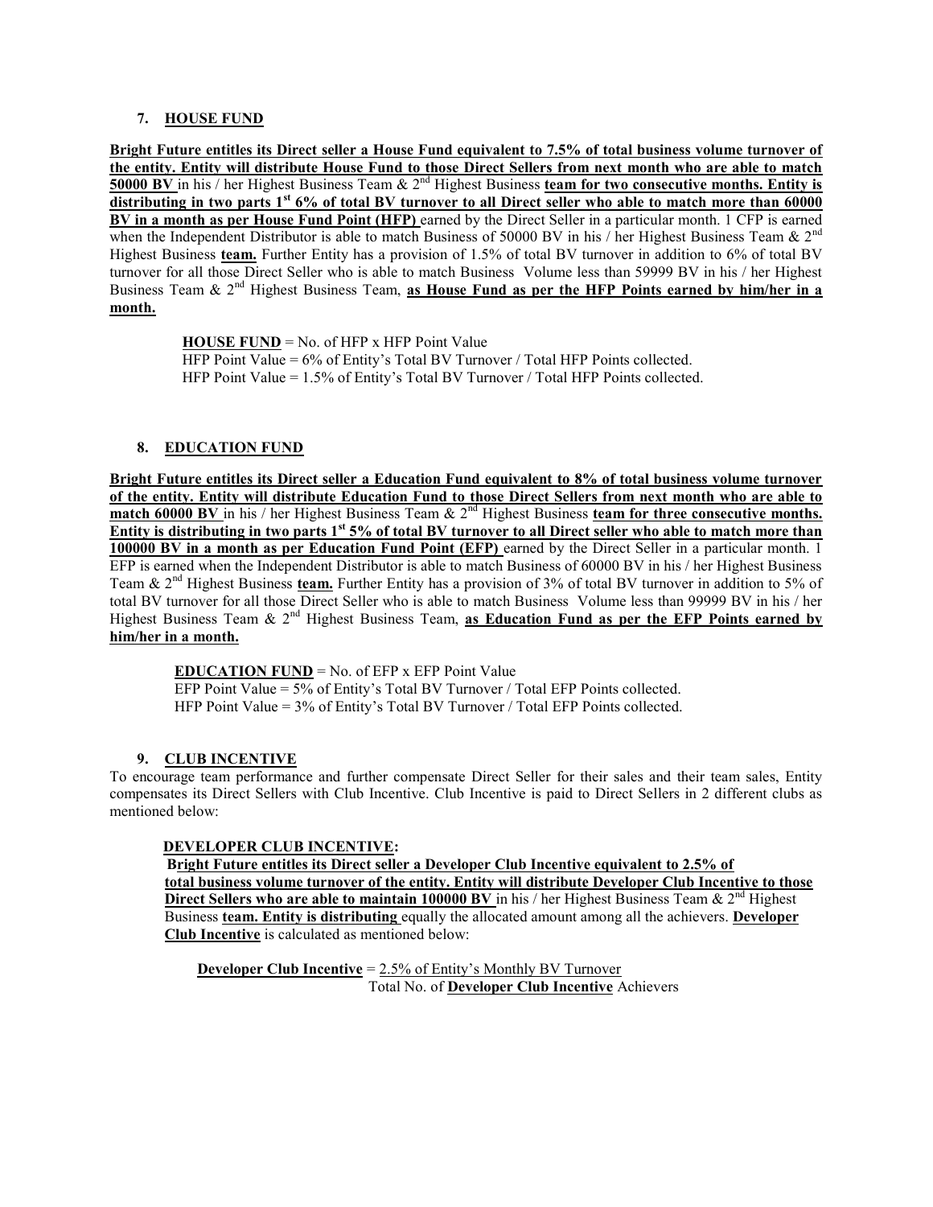## 7. HOUSE FUND

**Bright Future entitles its Direct seller a House Fund equivalent to 7.5% of total business volume turnover of the entity. Entity will distribute House Fund to those Direct Sellers from next month who are able to match 50000 BV** in his / her Highest Business Team & 2nd Highest Business **team for two consecutive months. Entity is distributing in two parts 1st 6% of total BV turnover to all Direct seller who able to match more than 60000 BV in a month as per House Fund Point (HFP)** earned by the Direct Seller in a particular month. 1 CFP is earned when the Independent Distributor is able to match Business of 50000 BV in his / her Highest Business Team & 2nd Highest Business **team.** Further Entity has a provision of 1.5% of total BV turnover in addition to 6% of total BV turnover for all those Direct Seller who is able to match Business Volume less than 59999 BV in his / her Highest Business Team & 2nd Highest Business Team, **as House Fund as per the HFP Points earned by him/her in a month.**

> **HOUSE FUND** = No. of HFP x HFP Point Value
> HFP Point Value = 6% of Entity's Total BV Turnover / Total HFP Points collected.
> HFP Point Value = 1.5% of Entity's Total BV Turnover / Total HFP Points collected.

## 8. EDUCATION FUND

**Bright Future entitles its Direct seller a Education Fund equivalent to 8% of total business volume turnover of the entity. Entity will distribute Education Fund to those Direct Sellers from next month who are able to match 60000 BV** in his / her Highest Business Team & 2nd Highest Business **team for three consecutive months. Entity is distributing in two parts 1st 5% of total BV turnover to all Direct seller who able to match more than 100000 BV in a month as per Education Fund Point (EFP)** earned by the Direct Seller in a particular month. 1 EFP is earned when the Independent Distributor is able to match Business of 60000 BV in his / her Highest Business Team & 2nd Highest Business **team.** Further Entity has a provision of 3% of total BV turnover in addition to 5% of total BV turnover for all those Direct Seller who is able to match Business Volume less than 99999 BV in his / her Highest Business Team & 2nd Highest Business Team, **as Education Fund as per the EFP Points earned by him/her in a month.**

> **EDUCATION FUND** = No. of EFP x EFP Point Value
> EFP Point Value = 5% of Entity's Total BV Turnover / Total EFP Points collected.
> HFP Point Value = 3% of Entity's Total BV Turnover / Total EFP Points collected.

## 9. CLUB INCENTIVE

To encourage team performance and further compensate Direct Seller for their sales and their team sales, Entity compensates its Direct Sellers with Club Incentive. Club Incentive is paid to Direct Sellers in 2 different clubs as mentioned below:

**DEVELOPER CLUB INCENTIVE:**

**Bright Future entitles its Direct seller a Developer Club Incentive equivalent to 2.5% of total business volume turnover of the entity. Entity will distribute Developer Club Incentive to those Direct Sellers who are able to maintain 100000 BV** in his / her Highest Business Team & 2nd Highest Business **team. Entity is distributing** equally the allocated amount among all the achievers. **Developer Club Incentive** is calculated as mentioned below:

$$\textbf{Developer Club Incentive} = \frac{\text{2.5\% of Entity's Monthly BV Turnover}}{\text{Total No. of } \textbf{Developer Club Incentive} \text{ Achievers}}$$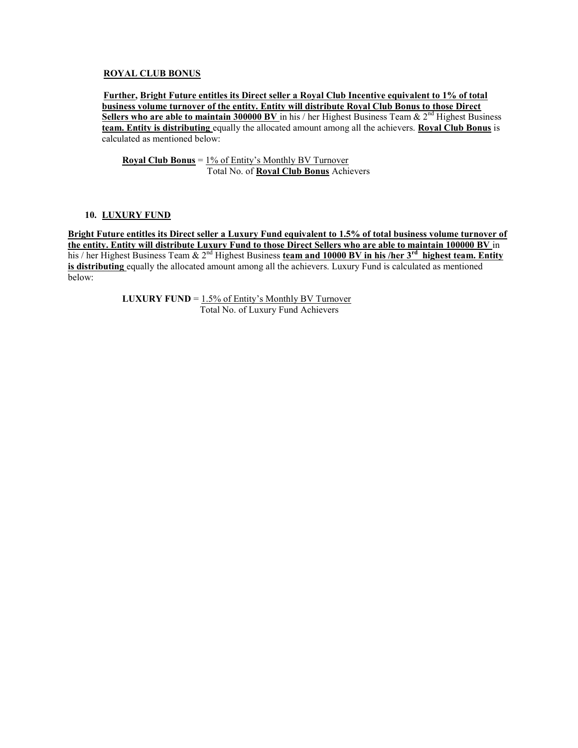**ROYAL CLUB BONUS**

**Further, Bright Future entitles its Direct seller a Royal Club Incentive equivalent to 1% of total business volume turnover of the entity. Entity will distribute Royal Club Bonus to those Direct Sellers who are able to maintain 300000 BV** in his / her Highest Business Team & 2nd Highest Business **team. Entity is distributing** equally the allocated amount among all the achievers. **Royal Club Bonus** is calculated as mentioned below:

**Royal Club Bonus** = 1% of Entity's Monthly BV Turnover
Total No. of **Royal Club Bonus** Achievers

## 10. LUXURY FUND

**Bright Future entitles its Direct seller a Luxury Fund equivalent to 1.5% of total business volume turnover of the entity. Entity will distribute Luxury Fund to those Direct Sellers who are able to maintain 100000 BV** in his / her Highest Business Team & 2nd Highest Business **team and 10000 BV in his /her 3rd highest team. Entity is distributing** equally the allocated amount among all the achievers. Luxury Fund is calculated as mentioned below:

**LUXURY FUND** = 1.5% of Entity's Monthly BV Turnover
Total No. of Luxury Fund Achievers